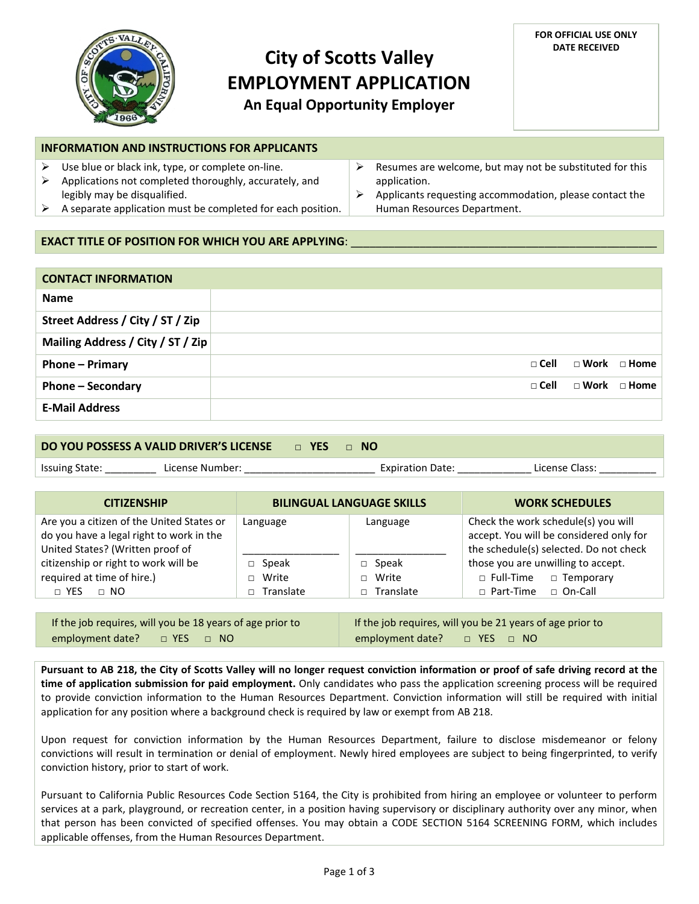# City of Scotts Valley
## EMPLOYMENT APPLICATION
### An Equal Opportunity Employer

| FOR OFFICIAL USE ONLY DATE RECEIVED |
|---|
| |

## INFORMATION AND INSTRUCTIONS FOR APPLICANTS

- Use blue or black ink, type, or complete on-line.
- Applications not completed thoroughly, accurately, and legibly may be disqualified.
- A separate application must be completed for each position.
- Resumes are welcome, but may not be substituted for this application.
- Applicants requesting accommodation, please contact the Human Resources Department.

**EXACT TITLE OF POSITION FOR WHICH YOU ARE APPLYING**: ___________________________________________________

| CONTACT INFORMATION | |
|---|---|
| **Name** | |
| **Street Address / City / ST / Zip** | |
| **Mailing Address / City / ST / Zip** | |
| **Phone – Primary** | □ Cell □ Work □ Home |
| **Phone – Secondary** | □ Cell □ Work □ Home |
| **E-Mail Address** | |

**DO YOU POSSESS A VALID DRIVER'S LICENSE** □ **YES** □ **NO**

Issuing State: _________ License Number: _______________________ Expiration Date: _____________ License Class: __________

| CITIZENSHIP | BILINGUAL LANGUAGE SKILLS | | WORK SCHEDULES |
|---|---|---|---|
| Are you a citizen of the United States or do you have a legal right to work in the United States? (Written proof of citizenship or right to work will be required at time of hire.) □ YES □ NO | Language _________________ □ Speak □ Write □ Translate | Language ________________ □ Speak □ Write □ Translate | Check the work schedule(s) you will accept. You will be considered only for the schedule(s) selected. Do not check those you are unwilling to accept. □ Full-Time □ Temporary □ Part-Time □ On-Call |

| If the job requires, will you be 18 years of age prior to employment date? □ YES □ NO | If the job requires, will you be 21 years of age prior to employment date? □ YES □ NO |
|---|---|

**Pursuant to AB 218, the City of Scotts Valley will no longer request conviction information or proof of safe driving record at the time of application submission for paid employment.** Only candidates who pass the application screening process will be required to provide conviction information to the Human Resources Department. Conviction information will still be required with initial application for any position where a background check is required by law or exempt from AB 218.

Upon request for conviction information by the Human Resources Department, failure to disclose misdemeanor or felony convictions will result in termination or denial of employment. Newly hired employees are subject to being fingerprinted, to verify conviction history, prior to start of work.

Pursuant to California Public Resources Code Section 5164, the City is prohibited from hiring an employee or volunteer to perform services at a park, playground, or recreation center, in a position having supervisory or disciplinary authority over any minor, when that person has been convicted of specified offenses. You may obtain a CODE SECTION 5164 SCREENING FORM, which includes applicable offenses, from the Human Resources Department.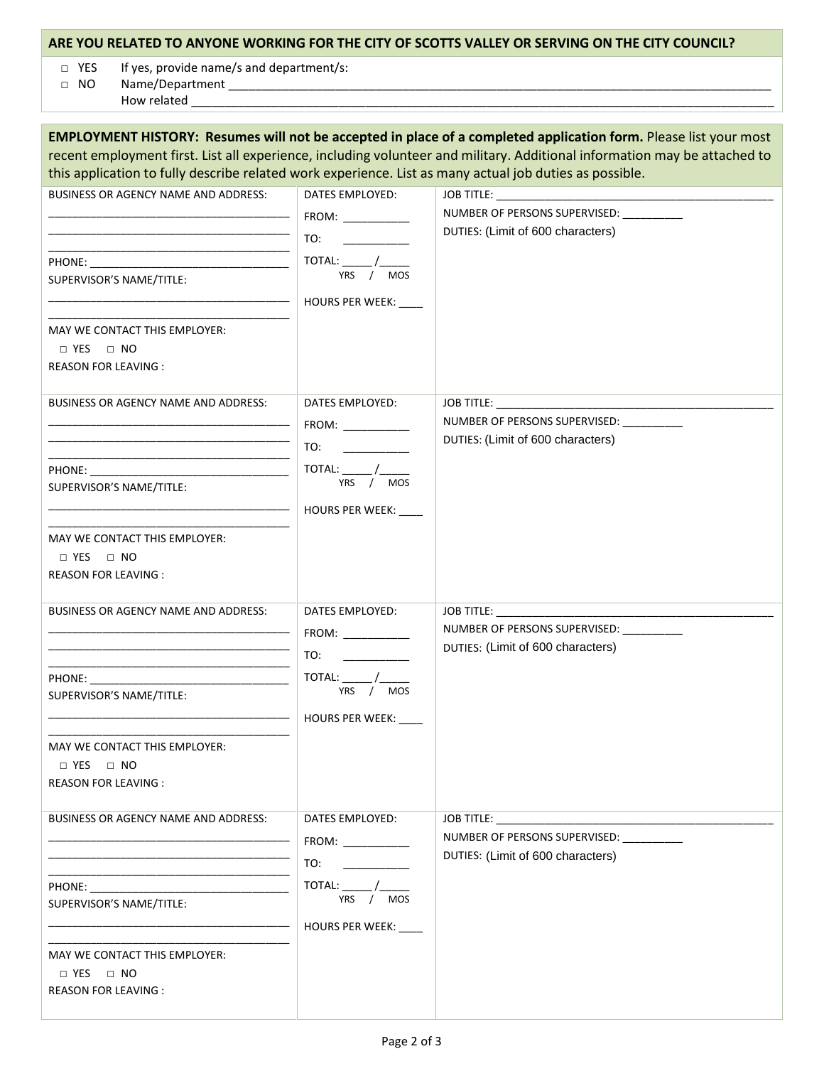## ARE YOU RELATED TO ANYONE WORKING FOR THE CITY OF SCOTTS VALLEY OR SERVING ON THE CITY COUNCIL?

□ YES If yes, provide name/s and department/s:

□ NO Name/Department ______________________________________________________________________________________

How related __________________________________________________________________________________________

## EMPLOYMENT HISTORY: Resumes will not be accepted in place of a completed application form.

Please list your most recent employment first. List all experience, including volunteer and military. Additional information may be attached to this application to fully describe related work experience. List as many actual job duties as possible.

| | | |
|---|---|---|
| BUSINESS OR AGENCY NAME AND ADDRESS:<br>______________________________________<br>______________________________________<br>______________________________________<br>PHONE: _______________________________<br>SUPERVISOR'S NAME/TITLE:<br>______________________________________<br>______________________________________<br>MAY WE CONTACT THIS EMPLOYER:<br>□ YES □ NO<br>REASON FOR LEAVING : | DATES EMPLOYED:<br>FROM: __________<br>TO: __________<br>TOTAL: _____ /_____<br>YRS / MOS<br>HOURS PER WEEK: ____ | JOB TITLE: ____________________________________________<br>NUMBER OF PERSONS SUPERVISED: __________<br>DUTIES: (Limit of 600 characters) |
| BUSINESS OR AGENCY NAME AND ADDRESS:<br>______________________________________<br>______________________________________<br>______________________________________<br>PHONE: _______________________________<br>SUPERVISOR'S NAME/TITLE:<br>______________________________________<br>______________________________________<br>MAY WE CONTACT THIS EMPLOYER:<br>□ YES □ NO<br>REASON FOR LEAVING : | DATES EMPLOYED:<br>FROM: __________<br>TO: __________<br>TOTAL: _____ /_____<br>YRS / MOS<br>HOURS PER WEEK: ____ | JOB TITLE: ____________________________________________<br>NUMBER OF PERSONS SUPERVISED: __________<br>DUTIES: (Limit of 600 characters) |
| BUSINESS OR AGENCY NAME AND ADDRESS:<br>______________________________________<br>______________________________________<br>______________________________________<br>PHONE: _______________________________<br>SUPERVISOR'S NAME/TITLE:<br>______________________________________<br>______________________________________<br>MAY WE CONTACT THIS EMPLOYER:<br>□ YES □ NO<br>REASON FOR LEAVING : | DATES EMPLOYED:<br>FROM: __________<br>TO: __________<br>TOTAL: _____ /_____<br>YRS / MOS<br>HOURS PER WEEK: ____ | JOB TITLE: ____________________________________________<br>NUMBER OF PERSONS SUPERVISED: __________<br>DUTIES: (Limit of 600 characters) |
| BUSINESS OR AGENCY NAME AND ADDRESS:<br>______________________________________<br>______________________________________<br>______________________________________<br>PHONE: _______________________________<br>SUPERVISOR'S NAME/TITLE:<br>______________________________________<br>______________________________________<br>MAY WE CONTACT THIS EMPLOYER:<br>□ YES □ NO<br>REASON FOR LEAVING : | DATES EMPLOYED:<br>FROM: __________<br>TO: __________<br>TOTAL: _____ /_____<br>YRS / MOS<br>HOURS PER WEEK: ____ | JOB TITLE: ____________________________________________<br>NUMBER OF PERSONS SUPERVISED: __________<br>DUTIES: (Limit of 600 characters) |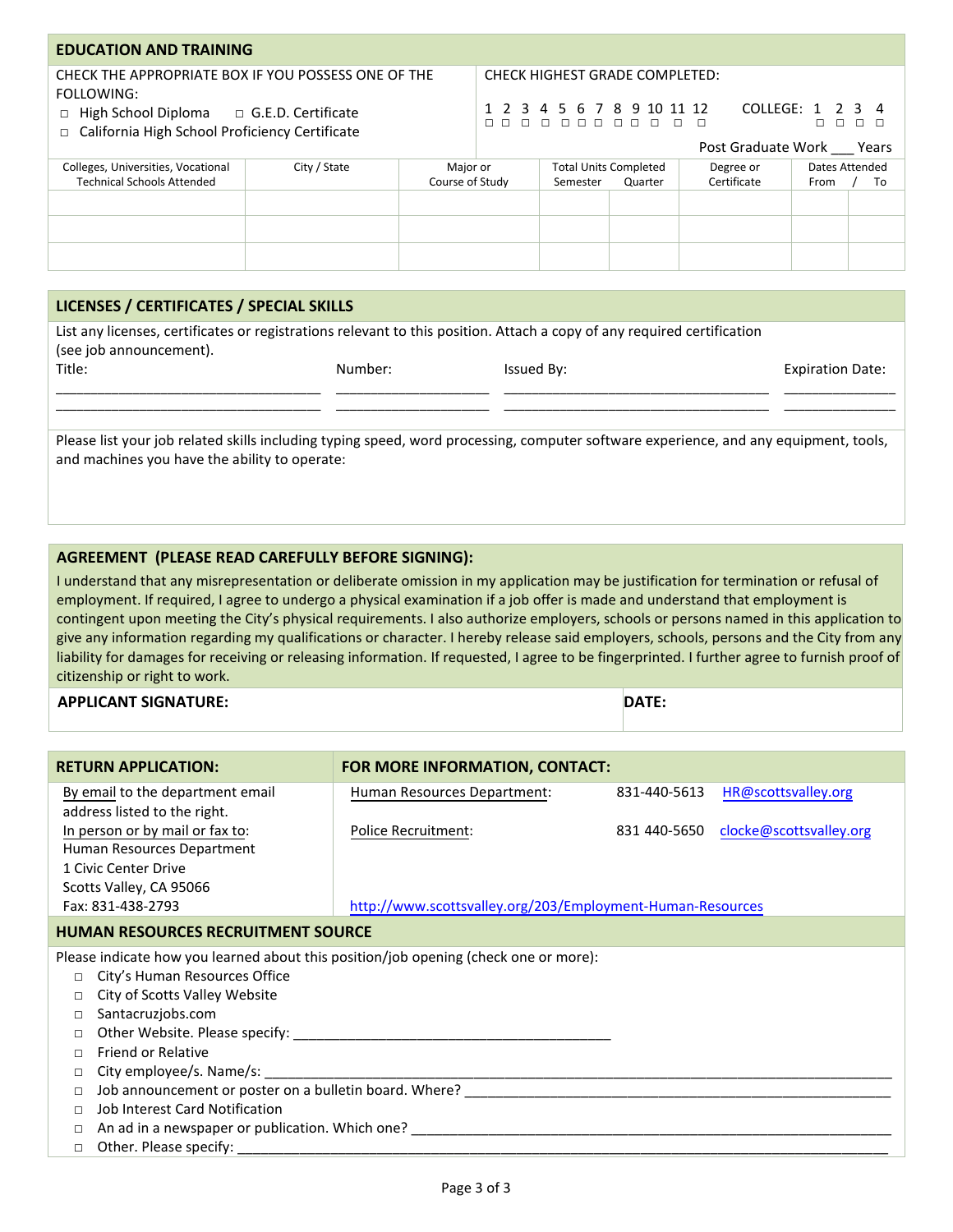## EDUCATION AND TRAINING

CHECK THE APPROPRIATE BOX IF YOU POSSESS ONE OF THE FOLLOWING:

- ☐ High School Diploma ☐ G.E.D. Certificate
- ☐ California High School Proficiency Certificate

CHECK HIGHEST GRADE COMPLETED:

1 2 3 4 5 6 7 8 9 10 11 12 COLLEGE: 1 2 3 4

Post Graduate Work ___ Years

| Colleges, Universities, Vocational Technical Schools Attended | City / State | Major or Course of Study | Total Units Completed Semester | Total Units Completed Quarter | Degree or Certificate | Dates Attended From | To |
|---|---|---|---|---|---|---|---|
| | | | | | | | |
| | | | | | | | |
| | | | | | | | |

## LICENSES / CERTIFICATES / SPECIAL SKILLS

List any licenses, certificates or registrations relevant to this position. Attach a copy of any required certification (see job announcement).

| Title: | Number: | Issued By: | Expiration Date: |
|---|---|---|---|
| | | | |
| | | | |

Please list your job related skills including typing speed, word processing, computer software experience, and any equipment, tools, and machines you have the ability to operate:

## AGREEMENT (PLEASE READ CAREFULLY BEFORE SIGNING):

I understand that any misrepresentation or deliberate omission in my application may be justification for termination or refusal of employment. If required, I agree to undergo a physical examination if a job offer is made and understand that employment is contingent upon meeting the City's physical requirements. I also authorize employers, schools or persons named in this application to give any information regarding my qualifications or character. I hereby release said employers, schools, persons and the City from any liability for damages for receiving or releasing information. If requested, I agree to be fingerprinted. I further agree to furnish proof of citizenship or right to work.

**APPLICANT SIGNATURE:** **DATE:**

## RETURN APPLICATION:

By email to the department email address listed to the right.

In person or by mail or fax to:
Human Resources Department
1 Civic Center Drive
Scotts Valley, CA 95066
Fax: 831-438-2793

## FOR MORE INFORMATION, CONTACT:

| | | |
|---|---|---|
| Human Resources Department: | 831-440-5613 | HR@scottsvalley.org |
| Police Recruitment: | 831 440-5650 | clocke@scottsvalley.org |

http://www.scottsvalley.org/203/Employment-Human-Resources

## HUMAN RESOURCES RECRUITMENT SOURCE

Please indicate how you learned about this position/job opening (check one or more):

- ☐ City's Human Resources Office
- ☐ City of Scotts Valley Website
- ☐ Santacruzjobs.com
- ☐ Other Website. Please specify: ________________________________
- ☐ Friend or Relative
- ☐ City employee/s. Name/s: ________________________________
- ☐ Job announcement or poster on a bulletin board. Where? ________________________________
- ☐ Job Interest Card Notification
- ☐ An ad in a newspaper or publication. Which one? ________________________________
- ☐ Other. Please specify: ________________________________